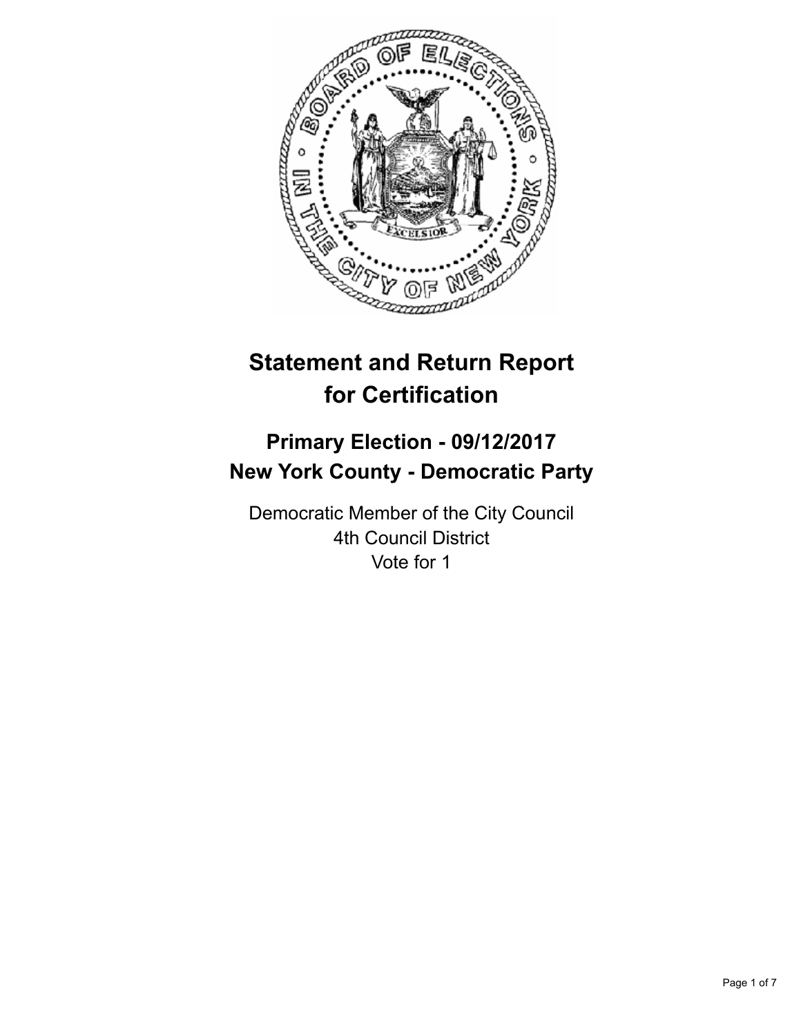# Statement and Return Report for Certification

## Primary Election - 09/12/2017
## New York County - Democratic Party

Democratic Member of the City Council
4th Council District
Vote for 1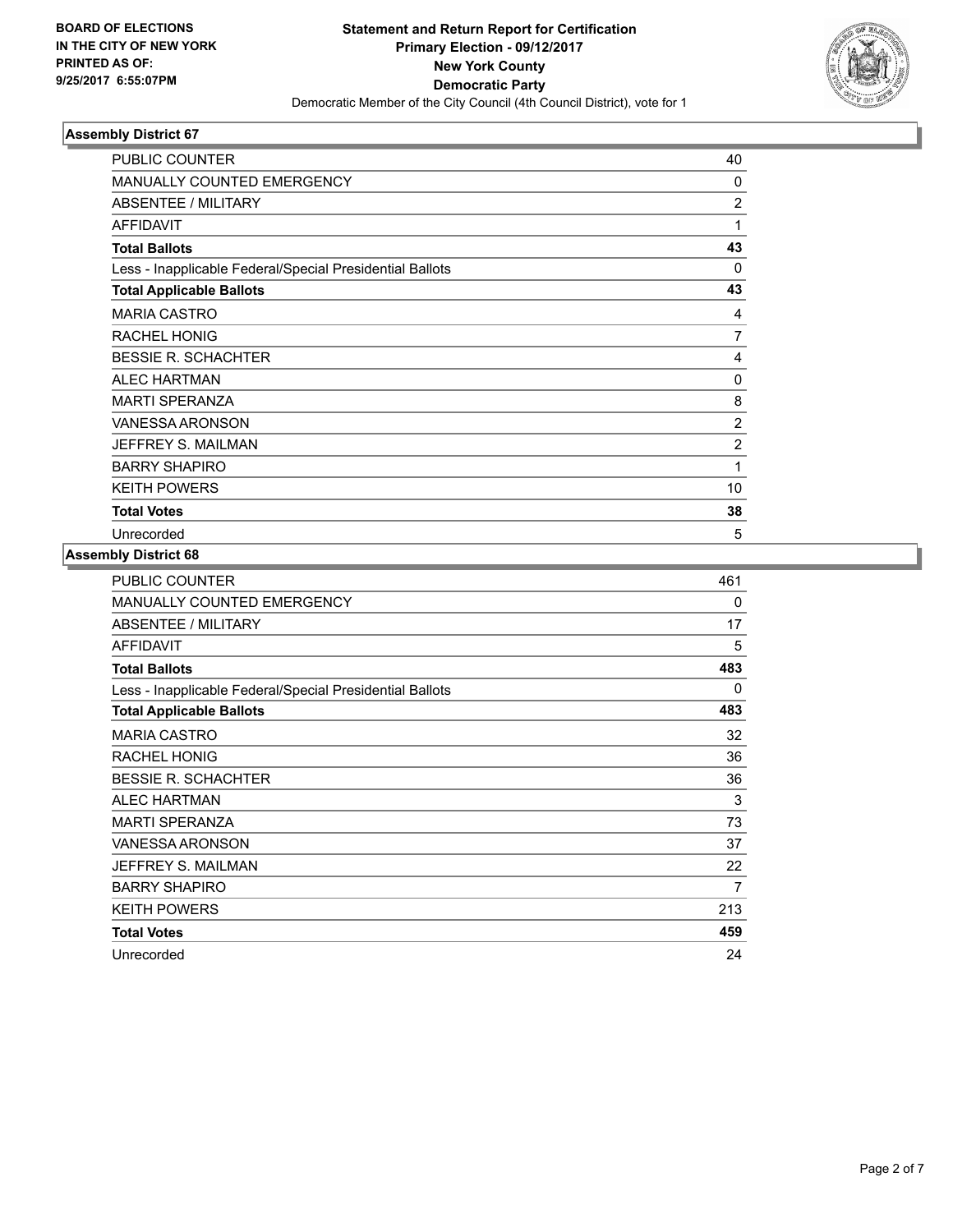**BOARD OF ELECTIONS IN THE CITY OF NEW YORK PRINTED AS OF: 9/25/2017 6:55:07PM**

# Statement and Return Report for Certification
## Primary Election - 09/12/2017
## New York County
## Democratic Party
Democratic Member of the City Council (4th Council District), vote for 1

### Assembly District 67

| | |
|---|---|
| PUBLIC COUNTER | 40 |
| MANUALLY COUNTED EMERGENCY | 0 |
| ABSENTEE / MILITARY | 2 |
| AFFIDAVIT | 1 |
| **Total Ballots** | **43** |
| Less - Inapplicable Federal/Special Presidential Ballots | 0 |
| **Total Applicable Ballots** | **43** |
| MARIA CASTRO | 4 |
| RACHEL HONIG | 7 |
| BESSIE R. SCHACHTER | 4 |
| ALEC HARTMAN | 0 |
| MARTI SPERANZA | 8 |
| VANESSA ARONSON | 2 |
| JEFFREY S. MAILMAN | 2 |
| BARRY SHAPIRO | 1 |
| KEITH POWERS | 10 |
| **Total Votes** | **38** |
| Unrecorded | 5 |

### Assembly District 68

| | |
|---|---|
| PUBLIC COUNTER | 461 |
| MANUALLY COUNTED EMERGENCY | 0 |
| ABSENTEE / MILITARY | 17 |
| AFFIDAVIT | 5 |
| **Total Ballots** | **483** |
| Less - Inapplicable Federal/Special Presidential Ballots | 0 |
| **Total Applicable Ballots** | **483** |
| MARIA CASTRO | 32 |
| RACHEL HONIG | 36 |
| BESSIE R. SCHACHTER | 36 |
| ALEC HARTMAN | 3 |
| MARTI SPERANZA | 73 |
| VANESSA ARONSON | 37 |
| JEFFREY S. MAILMAN | 22 |
| BARRY SHAPIRO | 7 |
| KEITH POWERS | 213 |
| **Total Votes** | **459** |
| Unrecorded | 24 |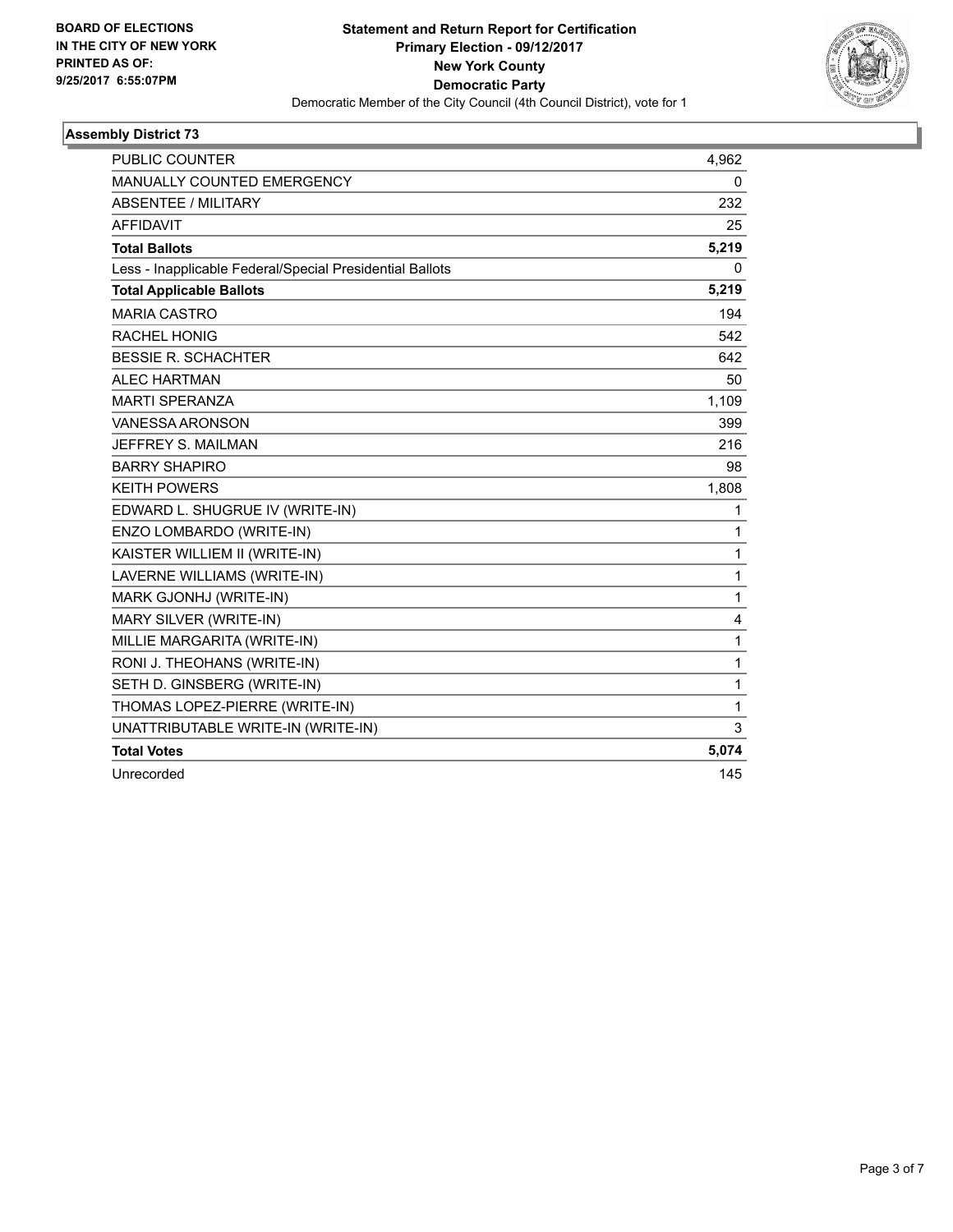BOARD OF ELECTIONS
IN THE CITY OF NEW YORK
PRINTED AS OF:
9/25/2017 6:55:07PM

**Statement and Return Report for Certification**
**Primary Election - 09/12/2017**
**New York County**
**Democratic Party**
Democratic Member of the City Council (4th Council District), vote for 1

### Assembly District 73

| | |
|---|---|
| PUBLIC COUNTER | 4,962 |
| MANUALLY COUNTED EMERGENCY | 0 |
| ABSENTEE / MILITARY | 232 |
| AFFIDAVIT | 25 |
| **Total Ballots** | **5,219** |
| Less - Inapplicable Federal/Special Presidential Ballots | 0 |
| **Total Applicable Ballots** | **5,219** |
| MARIA CASTRO | 194 |
| RACHEL HONIG | 542 |
| BESSIE R. SCHACHTER | 642 |
| ALEC HARTMAN | 50 |
| MARTI SPERANZA | 1,109 |
| VANESSA ARONSON | 399 |
| JEFFREY S. MAILMAN | 216 |
| BARRY SHAPIRO | 98 |
| KEITH POWERS | 1,808 |
| EDWARD L. SHUGRUE IV (WRITE-IN) | 1 |
| ENZO LOMBARDO (WRITE-IN) | 1 |
| KAISTER WILLIEM II (WRITE-IN) | 1 |
| LAVERNE WILLIAMS (WRITE-IN) | 1 |
| MARK GJONHJ (WRITE-IN) | 1 |
| MARY SILVER (WRITE-IN) | 4 |
| MILLIE MARGARITA (WRITE-IN) | 1 |
| RONI J. THEOHANS (WRITE-IN) | 1 |
| SETH D. GINSBERG (WRITE-IN) | 1 |
| THOMAS LOPEZ-PIERRE (WRITE-IN) | 1 |
| UNATTRIBUTABLE WRITE-IN (WRITE-IN) | 3 |
| **Total Votes** | **5,074** |
| Unrecorded | 145 |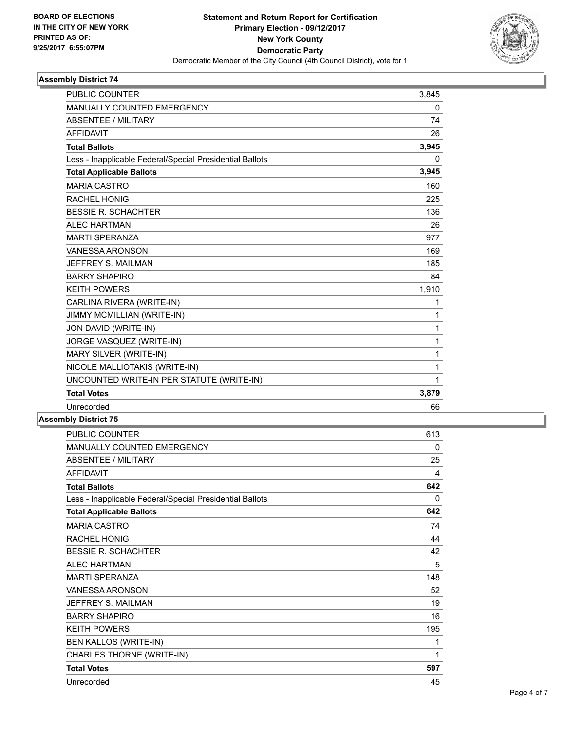BOARD OF ELECTIONS
IN THE CITY OF NEW YORK
PRINTED AS OF:
9/25/2017 6:55:07PM

# Statement and Return Report for Certification
## Primary Election - 09/12/2017
## New York County
## Democratic Party
Democratic Member of the City Council (4th Council District), vote for 1

### Assembly District 74

| | |
|---|---|
| PUBLIC COUNTER | 3,845 |
| MANUALLY COUNTED EMERGENCY | 0 |
| ABSENTEE / MILITARY | 74 |
| AFFIDAVIT | 26 |
| **Total Ballots** | **3,945** |
| Less - Inapplicable Federal/Special Presidential Ballots | 0 |
| **Total Applicable Ballots** | **3,945** |
| MARIA CASTRO | 160 |
| RACHEL HONIG | 225 |
| BESSIE R. SCHACHTER | 136 |
| ALEC HARTMAN | 26 |
| MARTI SPERANZA | 977 |
| VANESSA ARONSON | 169 |
| JEFFREY S. MAILMAN | 185 |
| BARRY SHAPIRO | 84 |
| KEITH POWERS | 1,910 |
| CARLINA RIVERA (WRITE-IN) | 1 |
| JIMMY MCMILLIAN (WRITE-IN) | 1 |
| JON DAVID (WRITE-IN) | 1 |
| JORGE VASQUEZ (WRITE-IN) | 1 |
| MARY SILVER (WRITE-IN) | 1 |
| NICOLE MALLIOTAKIS (WRITE-IN) | 1 |
| UNCOUNTED WRITE-IN PER STATUTE (WRITE-IN) | 1 |
| **Total Votes** | **3,879** |
| Unrecorded | 66 |

### Assembly District 75

| | |
|---|---|
| PUBLIC COUNTER | 613 |
| MANUALLY COUNTED EMERGENCY | 0 |
| ABSENTEE / MILITARY | 25 |
| AFFIDAVIT | 4 |
| **Total Ballots** | **642** |
| Less - Inapplicable Federal/Special Presidential Ballots | 0 |
| **Total Applicable Ballots** | **642** |
| MARIA CASTRO | 74 |
| RACHEL HONIG | 44 |
| BESSIE R. SCHACHTER | 42 |
| ALEC HARTMAN | 5 |
| MARTI SPERANZA | 148 |
| VANESSA ARONSON | 52 |
| JEFFREY S. MAILMAN | 19 |
| BARRY SHAPIRO | 16 |
| KEITH POWERS | 195 |
| BEN KALLOS (WRITE-IN) | 1 |
| CHARLES THORNE (WRITE-IN) | 1 |
| **Total Votes** | **597** |
| Unrecorded | 45 |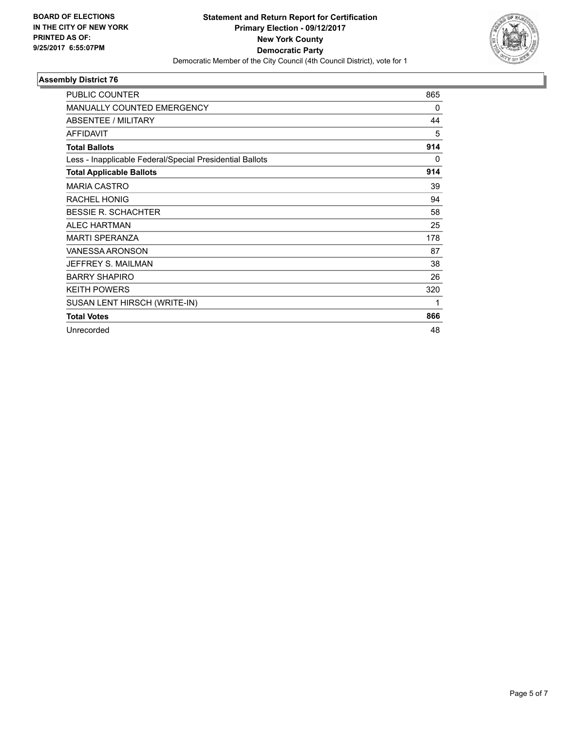**BOARD OF ELECTIONS IN THE CITY OF NEW YORK PRINTED AS OF: 9/25/2017 6:55:07PM**

**Statement and Return Report for Certification Primary Election - 09/12/2017 New York County Democratic Party**

Democratic Member of the City Council (4th Council District), vote for 1

### Assembly District 76

| | |
|---|---|
| PUBLIC COUNTER | 865 |
| MANUALLY COUNTED EMERGENCY | 0 |
| ABSENTEE / MILITARY | 44 |
| AFFIDAVIT | 5 |
| **Total Ballots** | **914** |
| Less - Inapplicable Federal/Special Presidential Ballots | 0 |
| **Total Applicable Ballots** | **914** |
| MARIA CASTRO | 39 |
| RACHEL HONIG | 94 |
| BESSIE R. SCHACHTER | 58 |
| ALEC HARTMAN | 25 |
| MARTI SPERANZA | 178 |
| VANESSA ARONSON | 87 |
| JEFFREY S. MAILMAN | 38 |
| BARRY SHAPIRO | 26 |
| KEITH POWERS | 320 |
| SUSAN LENT HIRSCH (WRITE-IN) | 1 |
| **Total Votes** | **866** |
| Unrecorded | 48 |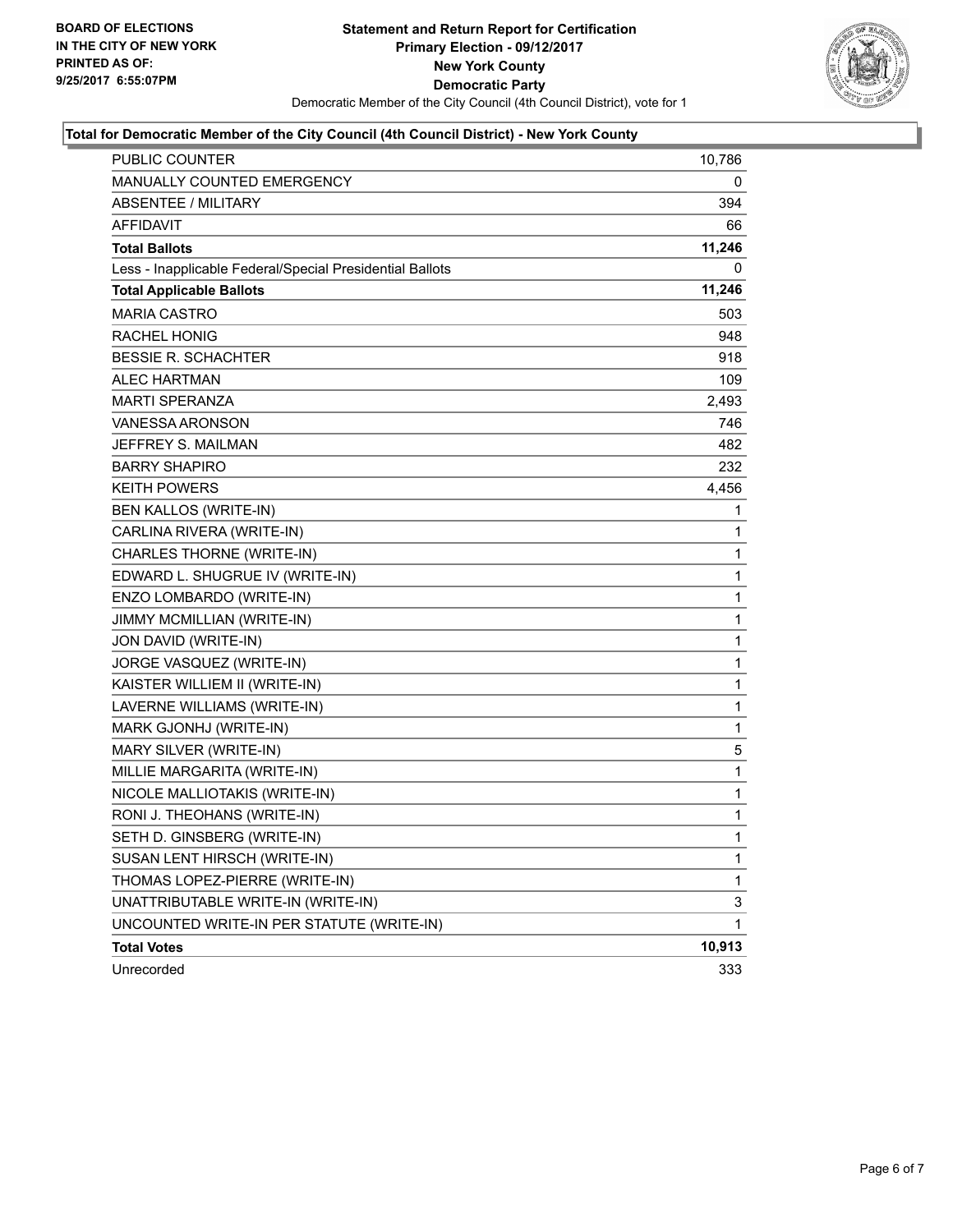**BOARD OF ELECTIONS**
**IN THE CITY OF NEW YORK**
**PRINTED AS OF:**
**9/25/2017 6:55:07PM**

**Statement and Return Report for Certification**
**Primary Election - 09/12/2017**
**New York County**
**Democratic Party**
Democratic Member of the City Council (4th Council District), vote for 1

### Total for Democratic Member of the City Council (4th Council District) - New York County

| | |
|---|---|
| PUBLIC COUNTER | 10,786 |
| MANUALLY COUNTED EMERGENCY | 0 |
| ABSENTEE / MILITARY | 394 |
| AFFIDAVIT | 66 |
| **Total Ballots** | **11,246** |
| Less - Inapplicable Federal/Special Presidential Ballots | 0 |
| **Total Applicable Ballots** | **11,246** |
| MARIA CASTRO | 503 |
| RACHEL HONIG | 948 |
| BESSIE R. SCHACHTER | 918 |
| ALEC HARTMAN | 109 |
| MARTI SPERANZA | 2,493 |
| VANESSA ARONSON | 746 |
| JEFFREY S. MAILMAN | 482 |
| BARRY SHAPIRO | 232 |
| KEITH POWERS | 4,456 |
| BEN KALLOS (WRITE-IN) | 1 |
| CARLINA RIVERA (WRITE-IN) | 1 |
| CHARLES THORNE (WRITE-IN) | 1 |
| EDWARD L. SHUGRUE IV (WRITE-IN) | 1 |
| ENZO LOMBARDO (WRITE-IN) | 1 |
| JIMMY MCMILLIAN (WRITE-IN) | 1 |
| JON DAVID (WRITE-IN) | 1 |
| JORGE VASQUEZ (WRITE-IN) | 1 |
| KAISTER WILLIEM II (WRITE-IN) | 1 |
| LAVERNE WILLIAMS (WRITE-IN) | 1 |
| MARK GJONHJ (WRITE-IN) | 1 |
| MARY SILVER (WRITE-IN) | 5 |
| MILLIE MARGARITA (WRITE-IN) | 1 |
| NICOLE MALLIOTAKIS (WRITE-IN) | 1 |
| RONI J. THEOHANS (WRITE-IN) | 1 |
| SETH D. GINSBERG (WRITE-IN) | 1 |
| SUSAN LENT HIRSCH (WRITE-IN) | 1 |
| THOMAS LOPEZ-PIERRE (WRITE-IN) | 1 |
| UNATTRIBUTABLE WRITE-IN (WRITE-IN) | 3 |
| UNCOUNTED WRITE-IN PER STATUTE (WRITE-IN) | 1 |
| **Total Votes** | **10,913** |
| Unrecorded | 333 |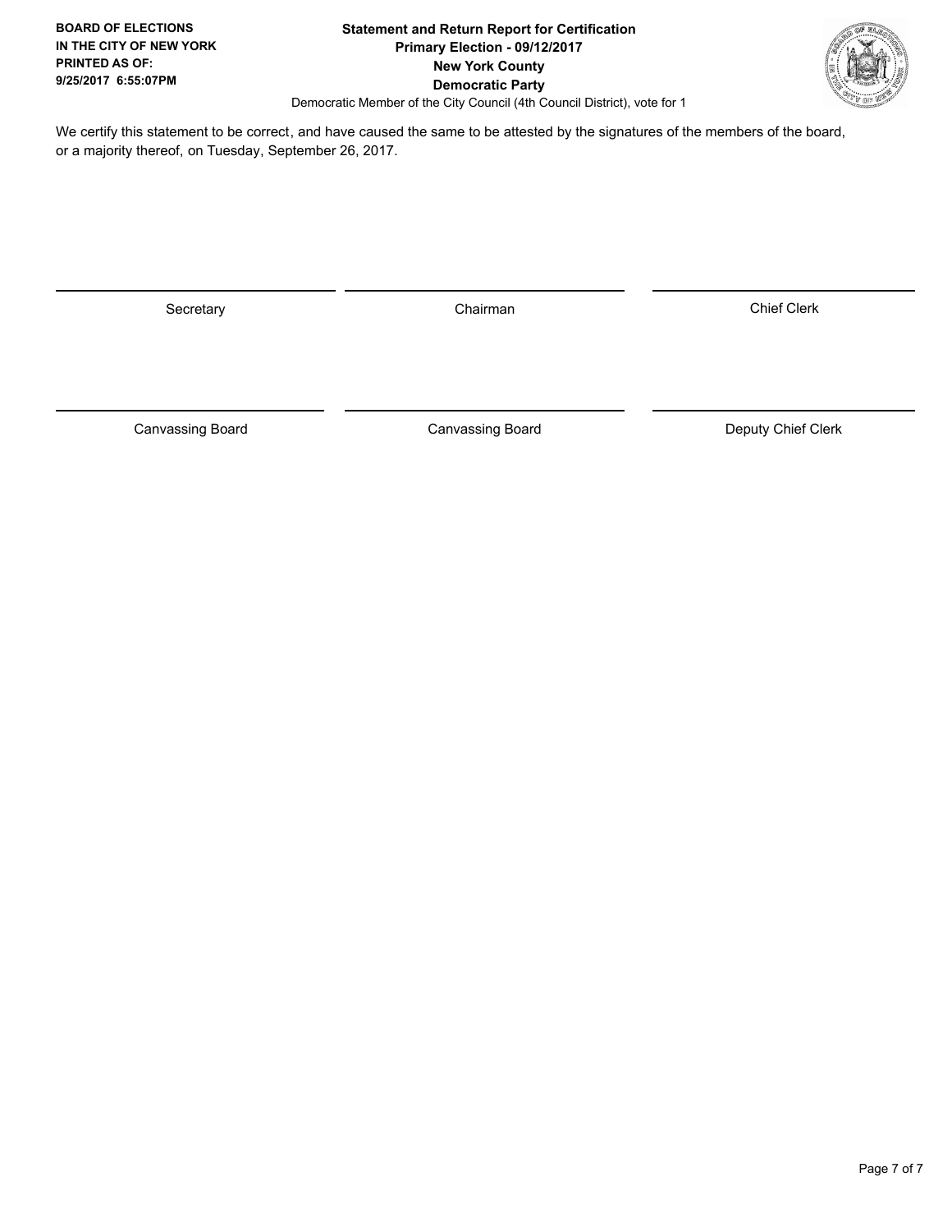**BOARD OF ELECTIONS**
**IN THE CITY OF NEW YORK**
**PRINTED AS OF:**
**9/25/2017 6:55:07PM**

**Statement and Return Report for Certification**
**Primary Election - 09/12/2017**
**New York County**
**Democratic Party**
Democratic Member of the City Council (4th Council District), vote for 1

We certify this statement to be correct, and have caused the same to be attested by the signatures of the members of the board, or a majority thereof, on Tuesday, September 26, 2017.

| | | |
|---|---|---|
| Secretary | Chairman | Chief Clerk |
| Canvassing Board | Canvassing Board | Deputy Chief Clerk |